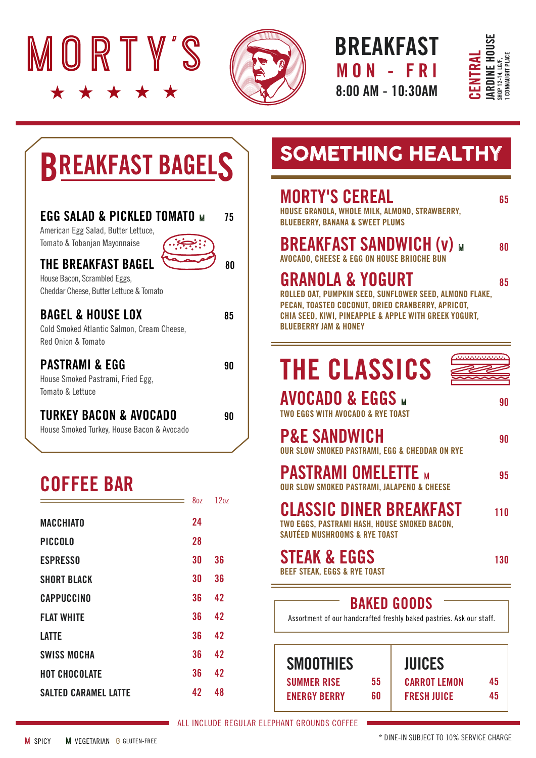# MORTY'S

★ ★ ★ ★ ★

## BREAKFAST

**MON - FRI**

8:00 AM - 10:30AM

CENTRAL
JARDINE HOUSE
SHOP 12-14, LG/F,
1 CONNAUGHT PLACE

## BREAKFAST BAGELS

**EGG SALAD & PICKLED TOMATO** M — 75
American Egg Salad, Butter Lettuce, Tomato & Tobanjan Mayonnaise

**THE BREAKFAST BAGEL** — 80
House Bacon, Scrambled Eggs, Cheddar Cheese, Butter Lettuce & Tomato

**BAGEL & HOUSE LOX** — 85
Cold Smoked Atlantic Salmon, Cream Cheese, Red Onion & Tomato

**PASTRAMI & EGG** — 90
House Smoked Pastrami, Fried Egg, Tomato & Lettuce

**TURKEY BACON & AVOCADO** — 90
House Smoked Turkey, House Bacon & Avocado

## COFFEE BAR

| | 8oz | 12oz |
|---|---|---|
| MACCHIATO | 24 | |
| PICCOLO | 28 | |
| ESPRESSO | 30 | 36 |
| SHORT BLACK | 30 | 36 |
| CAPPUCCINO | 36 | 42 |
| FLAT WHITE | 36 | 42 |
| LATTE | 36 | 42 |
| SWISS MOCHA | 36 | 42 |
| HOT CHOCOLATE | 36 | 42 |
| SALTED CARAMEL LATTE | 42 | 48 |

## SOMETHING HEALTHY

**MORTY'S CEREAL** — 65
HOUSE GRANOLA, WHOLE MILK, ALMOND, STRAWBERRY, BLUEBERRY, BANANA & SWEET PLUMS

**BREAKFAST SANDWICH (v)** M — 80
AVOCADO, CHEESE & EGG ON HOUSE BRIOCHE BUN

**GRANOLA & YOGURT** — 85
ROLLED OAT, PUMPKIN SEED, SUNFLOWER SEED, ALMOND FLAKE, PECAN, TOASTED COCONUT, DRIED CRANBERRY, APRICOT, CHIA SEED, KIWI, PINEAPPLE & APPLE WITH GREEK YOGURT, BLUEBERRY JAM & HONEY

## THE CLASSICS

**AVOCADO & EGGS** M — 90
TWO EGGS WITH AVOCADO & RYE TOAST

**P&E SANDWICH** — 90
OUR SLOW SMOKED PASTRAMI, EGG & CHEDDAR ON RYE

**PASTRAMI OMELETTE** M — 95
OUR SLOW SMOKED PASTRAMI, JALAPENO & CHEESE

**CLASSIC DINER BREAKFAST** — 110
TWO EGGS, PASTRAMI HASH, HOUSE SMOKED BACON, SAUTÉED MUSHROOMS & RYE TOAST

**STEAK & EGGS** — 130
BEEF STEAK, EGGS & RYE TOAST

## BAKED GOODS

Assortment of our handcrafted freshly baked pastries. Ask our staff.

## SMOOTHIES

| | |
|---|---|
| SUMMER RISE | 55 |
| ENERGY BERRY | 60 |

## JUICES

| | |
|---|---|
| CARROT LEMON | 45 |
| FRESH JUICE | 45 |

ALL INCLUDE REGULAR ELEPHANT GROUNDS COFFEE

M SPICY M VEGETARIAN G GLUTEN-FREE

* DINE-IN SUBJECT TO 10% SERVICE CHARGE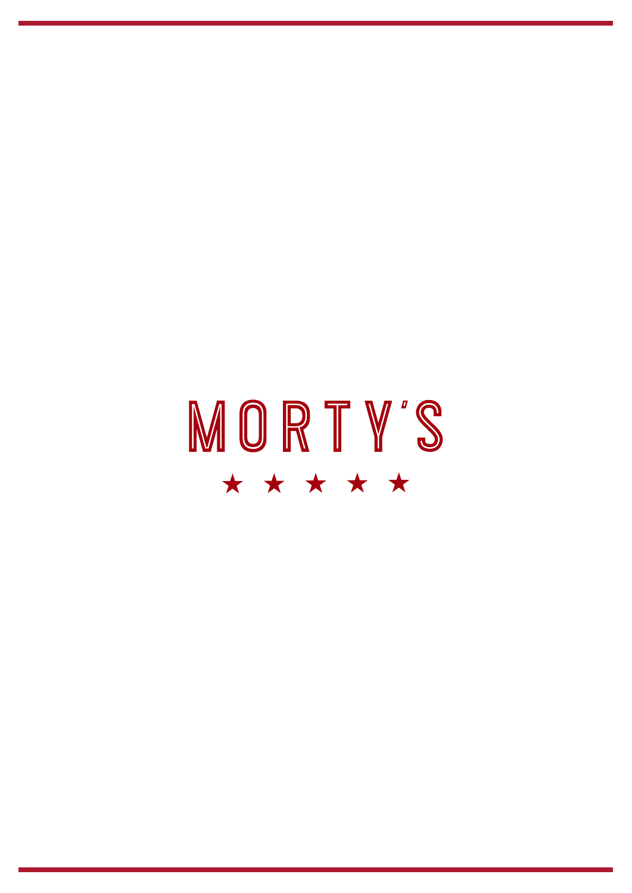# MORTY'S

★ ★ ★ ★ ★